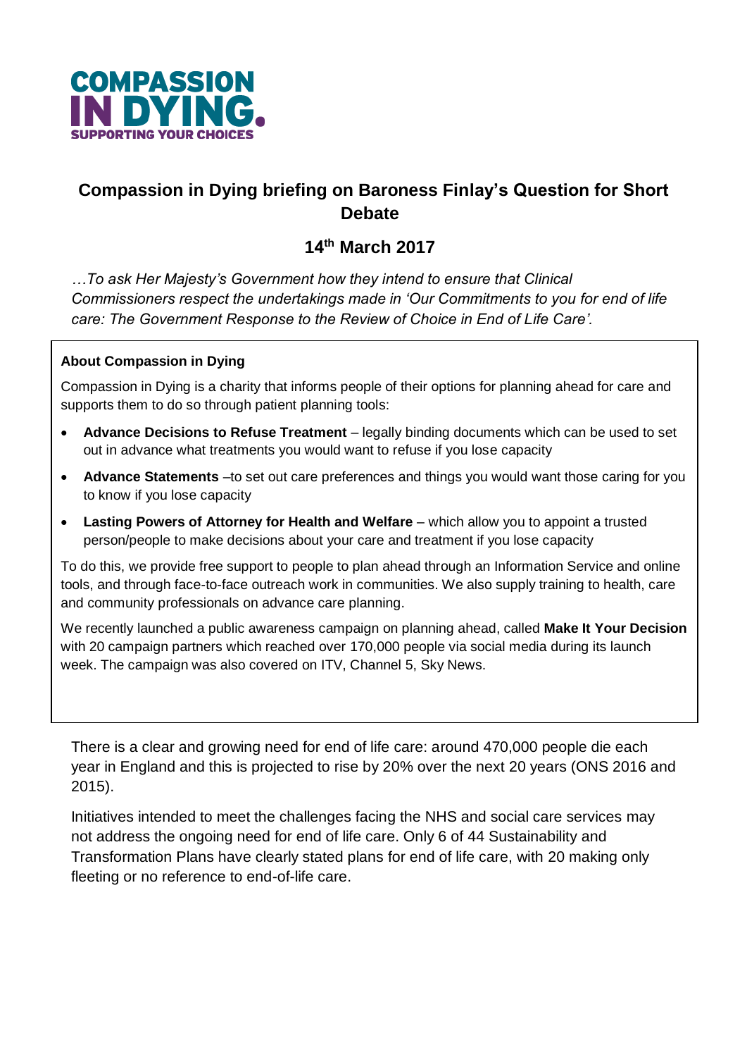COMPASSION IN DYING.
SUPPORTING YOUR CHOICES

# Compassion in Dying briefing on Baroness Finlay's Question for Short Debate

## 14th March 2017

*…To ask Her Majesty's Government how they intend to ensure that Clinical Commissioners respect the undertakings made in 'Our Commitments to you for end of life care: The Government Response to the Review of Choice in End of Life Care'.*

**About Compassion in Dying**

Compassion in Dying is a charity that informs people of their options for planning ahead for care and supports them to do so through patient planning tools:

- **Advance Decisions to Refuse Treatment** – legally binding documents which can be used to set out in advance what treatments you would want to refuse if you lose capacity
- **Advance Statements** –to set out care preferences and things you would want those caring for you to know if you lose capacity
- **Lasting Powers of Attorney for Health and Welfare** – which allow you to appoint a trusted person/people to make decisions about your care and treatment if you lose capacity

To do this, we provide free support to people to plan ahead through an Information Service and online tools, and through face-to-face outreach work in communities. We also supply training to health, care and community professionals on advance care planning.

We recently launched a public awareness campaign on planning ahead, called **Make It Your Decision** with 20 campaign partners which reached over 170,000 people via social media during its launch week. The campaign was also covered on ITV, Channel 5, Sky News.

There is a clear and growing need for end of life care: around 470,000 people die each year in England and this is projected to rise by 20% over the next 20 years (ONS 2016 and 2015).

Initiatives intended to meet the challenges facing the NHS and social care services may not address the ongoing need for end of life care. Only 6 of 44 Sustainability and Transformation Plans have clearly stated plans for end of life care, with 20 making only fleeting or no reference to end-of-life care.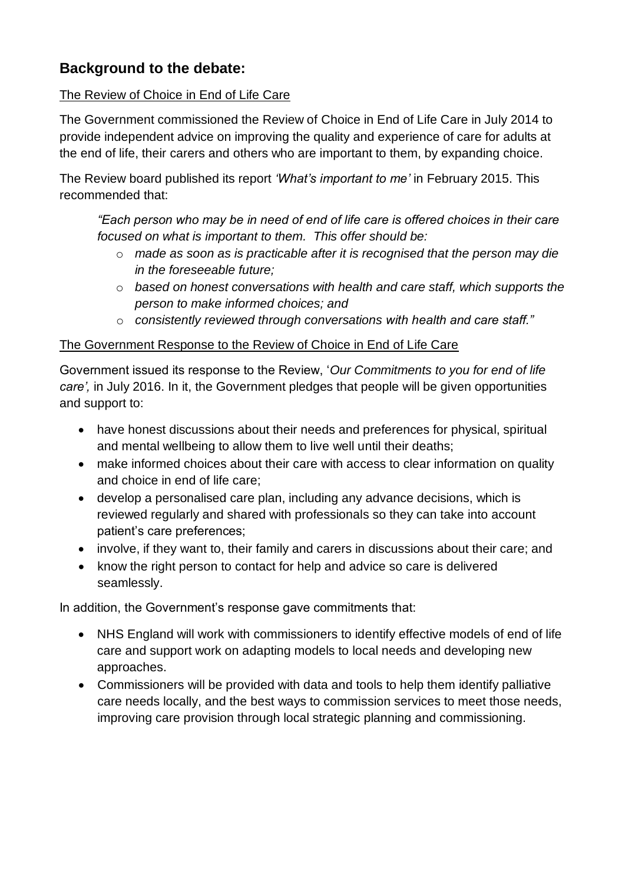## Background to the debate:

<u>The Review of Choice in End of Life Care</u>

The Government commissioned the Review of Choice in End of Life Care in July 2014 to provide independent advice on improving the quality and experience of care for adults at the end of life, their carers and others who are important to them, by expanding choice.

The Review board published its report *'What's important to me'* in February 2015. This recommended that:

> *"Each person who may be in need of end of life care is offered choices in their care focused on what is important to them. This offer should be:*
>
> - *made as soon as is practicable after it is recognised that the person may die in the foreseeable future;*
> - *based on honest conversations with health and care staff, which supports the person to make informed choices; and*
> - *consistently reviewed through conversations with health and care staff."*

<u>The Government Response to the Review of Choice in End of Life Care</u>

Government issued its response to the Review, '*Our Commitments to you for end of life care',* in July 2016. In it, the Government pledges that people will be given opportunities and support to:

- have honest discussions about their needs and preferences for physical, spiritual and mental wellbeing to allow them to live well until their deaths;
- make informed choices about their care with access to clear information on quality and choice in end of life care;
- develop a personalised care plan, including any advance decisions, which is reviewed regularly and shared with professionals so they can take into account patient's care preferences;
- involve, if they want to, their family and carers in discussions about their care; and
- know the right person to contact for help and advice so care is delivered seamlessly.

In addition, the Government's response gave commitments that:

- NHS England will work with commissioners to identify effective models of end of life care and support work on adapting models to local needs and developing new approaches.
- Commissioners will be provided with data and tools to help them identify palliative care needs locally, and the best ways to commission services to meet those needs, improving care provision through local strategic planning and commissioning.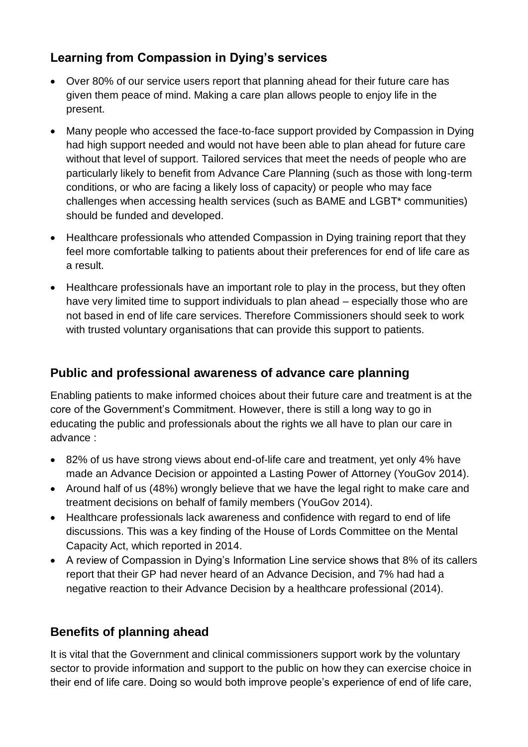## Learning from Compassion in Dying's services

- Over 80% of our service users report that planning ahead for their future care has given them peace of mind. Making a care plan allows people to enjoy life in the present.
- Many people who accessed the face-to-face support provided by Compassion in Dying had high support needed and would not have been able to plan ahead for future care without that level of support. Tailored services that meet the needs of people who are particularly likely to benefit from Advance Care Planning (such as those with long-term conditions, or who are facing a likely loss of capacity) or people who may face challenges when accessing health services (such as BAME and LGBT* communities) should be funded and developed.
- Healthcare professionals who attended Compassion in Dying training report that they feel more comfortable talking to patients about their preferences for end of life care as a result.
- Healthcare professionals have an important role to play in the process, but they often have very limited time to support individuals to plan ahead – especially those who are not based in end of life care services. Therefore Commissioners should seek to work with trusted voluntary organisations that can provide this support to patients.

## Public and professional awareness of advance care planning

Enabling patients to make informed choices about their future care and treatment is at the core of the Government's Commitment. However, there is still a long way to go in educating the public and professionals about the rights we all have to plan our care in advance :

- 82% of us have strong views about end-of-life care and treatment, yet only 4% have made an Advance Decision or appointed a Lasting Power of Attorney (YouGov 2014).
- Around half of us (48%) wrongly believe that we have the legal right to make care and treatment decisions on behalf of family members (YouGov 2014).
- Healthcare professionals lack awareness and confidence with regard to end of life discussions. This was a key finding of the House of Lords Committee on the Mental Capacity Act, which reported in 2014.
- A review of Compassion in Dying's Information Line service shows that 8% of its callers report that their GP had never heard of an Advance Decision, and 7% had had a negative reaction to their Advance Decision by a healthcare professional (2014).

## Benefits of planning ahead

It is vital that the Government and clinical commissioners support work by the voluntary sector to provide information and support to the public on how they can exercise choice in their end of life care. Doing so would both improve people's experience of end of life care,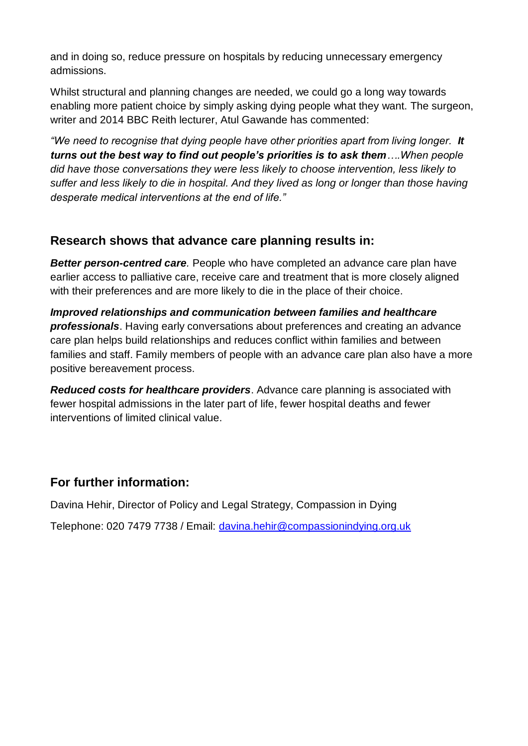and in doing so, reduce pressure on hospitals by reducing unnecessary emergency admissions.

Whilst structural and planning changes are needed, we could go a long way towards enabling more patient choice by simply asking dying people what they want. The surgeon, writer and 2014 BBC Reith lecturer, Atul Gawande has commented:

*"We need to recognise that dying people have other priorities apart from living longer.* ***It turns out the best way to find out people's priorities is to ask them****….When people did have those conversations they were less likely to choose intervention, less likely to suffer and less likely to die in hospital. And they lived as long or longer than those having desperate medical interventions at the end of life."*

## Research shows that advance care planning results in:

***Better person-centred care****.* People who have completed an advance care plan have earlier access to palliative care, receive care and treatment that is more closely aligned with their preferences and are more likely to die in the place of their choice.

***Improved relationships and communication between families and healthcare professionals***. Having early conversations about preferences and creating an advance care plan helps build relationships and reduces conflict within families and between families and staff. Family members of people with an advance care plan also have a more positive bereavement process.

***Reduced costs for healthcare providers***. Advance care planning is associated with fewer hospital admissions in the later part of life, fewer hospital deaths and fewer interventions of limited clinical value.

## For further information:

Davina Hehir, Director of Policy and Legal Strategy, Compassion in Dying

Telephone: 020 7479 7738 / Email: [davina.hehir@compassionindying.org.uk](mailto:davina.hehir@compassionindying.org.uk)